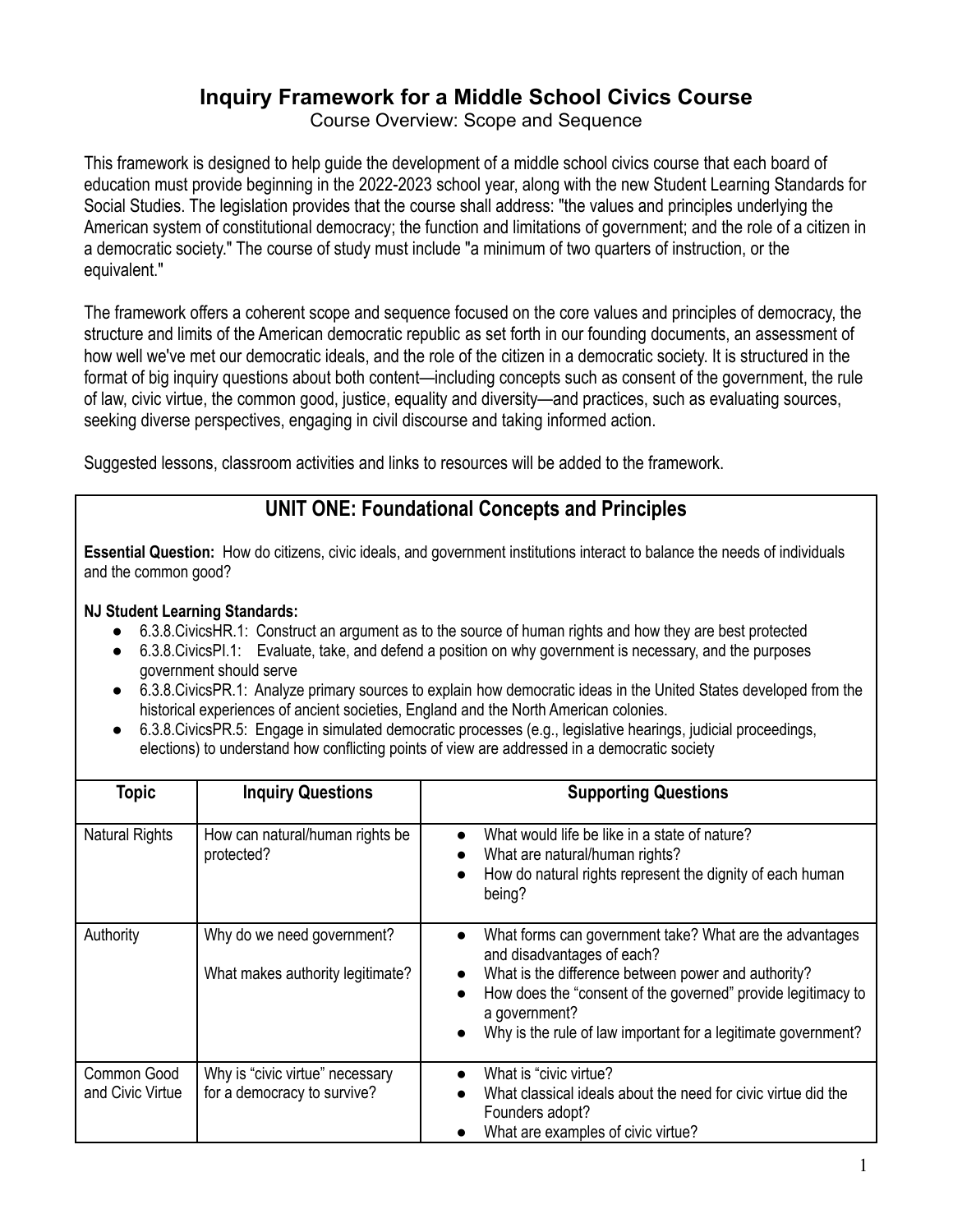# Inquiry Framework for a Middle School Civics Course

Course Overview: Scope and Sequence

This framework is designed to help guide the development of a middle school civics course that each board of education must provide beginning in the 2022-2023 school year, along with the new Student Learning Standards for Social Studies. The legislation provides that the course shall address: "the values and principles underlying the American system of constitutional democracy; the function and limitations of government; and the role of a citizen in a democratic society." The course of study must include "a minimum of two quarters of instruction, or the equivalent."

The framework offers a coherent scope and sequence focused on the core values and principles of democracy, the structure and limits of the American democratic republic as set forth in our founding documents, an assessment of how well we've met our democratic ideals, and the role of the citizen in a democratic society. It is structured in the format of big inquiry questions about both content—including concepts such as consent of the government, the rule of law, civic virtue, the common good, justice, equality and diversity—and practices, such as evaluating sources, seeking diverse perspectives, engaging in civil discourse and taking informed action.

Suggested lessons, classroom activities and links to resources will be added to the framework.

## UNIT ONE: Foundational Concepts and Principles

**Essential Question:** How do citizens, civic ideals, and government institutions interact to balance the needs of individuals and the common good?

**NJ Student Learning Standards:**

- 6.3.8.CivicsHR.1: Construct an argument as to the source of human rights and how they are best protected
- 6.3.8.CivicsPI.1: Evaluate, take, and defend a position on why government is necessary, and the purposes government should serve
- 6.3.8.CivicsPR.1: Analyze primary sources to explain how democratic ideas in the United States developed from the historical experiences of ancient societies, England and the North American colonies.
- 6.3.8.CivicsPR.5: Engage in simulated democratic processes (e.g., legislative hearings, judicial proceedings, elections) to understand how conflicting points of view are addressed in a democratic society

| Topic | Inquiry Questions | Supporting Questions |
|---|---|---|
| Natural Rights | How can natural/human rights be protected? | • What would life be like in a state of nature?<br>• What are natural/human rights?<br>• How do natural rights represent the dignity of each human being? |
| Authority | Why do we need government?<br><br>What makes authority legitimate? | • What forms can government take? What are the advantages and disadvantages of each?<br>• What is the difference between power and authority?<br>• How does the "consent of the governed" provide legitimacy to a government?<br>• Why is the rule of law important for a legitimate government? |
| Common Good and Civic Virtue | Why is "civic virtue" necessary for a democracy to survive? | • What is "civic virtue?<br>• What classical ideals about the need for civic virtue did the Founders adopt?<br>• What are examples of civic virtue? |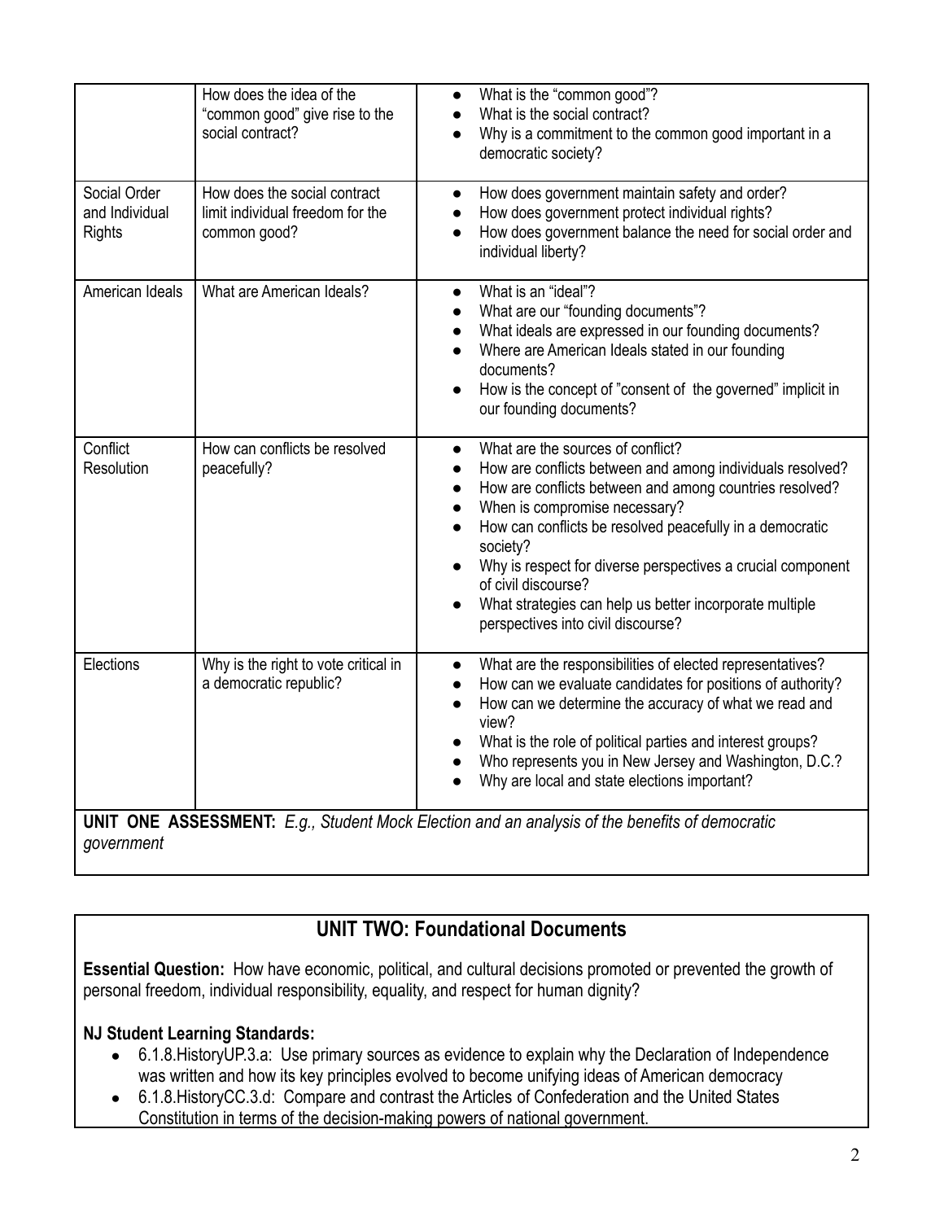| | | |
|---|---|---|
| | How does the idea of the "common good" give rise to the social contract? | <ul><li>What is the "common good"?</li><li>What is the social contract?</li><li>Why is a commitment to the common good important in a democratic society?</li></ul> |
| Social Order and Individual Rights | How does the social contract limit individual freedom for the common good? | <ul><li>How does government maintain safety and order?</li><li>How does government protect individual rights?</li><li>How does government balance the need for social order and individual liberty?</li></ul> |
| American Ideals | What are American Ideals? | <ul><li>What is an "ideal"?</li><li>What are our "founding documents"?</li><li>What ideals are expressed in our founding documents?</li><li>Where are American Ideals stated in our founding documents?</li><li>How is the concept of "consent of the governed" implicit in our founding documents?</li></ul> |
| Conflict Resolution | How can conflicts be resolved peacefully? | <ul><li>What are the sources of conflict?</li><li>How are conflicts between and among individuals resolved?</li><li>How are conflicts between and among countries resolved?</li><li>When is compromise necessary?</li><li>How can conflicts be resolved peacefully in a democratic society?</li><li>Why is respect for diverse perspectives a crucial component of civil discourse?</li><li>What strategies can help us better incorporate multiple perspectives into civil discourse?</li></ul> |
| Elections | Why is the right to vote critical in a democratic republic? | <ul><li>What are the responsibilities of elected representatives?</li><li>How can we evaluate candidates for positions of authority?</li><li>How can we determine the accuracy of what we read and view?</li><li>What is the role of political parties and interest groups?</li><li>Who represents you in New Jersey and Washington, D.C.?</li><li>Why are local and state elections important?</li></ul> |
| **UNIT ONE ASSESSMENT:** *E.g., Student Mock Election and an analysis of the benefits of democratic government* | | |

## UNIT TWO: Foundational Documents

**Essential Question:** How have economic, political, and cultural decisions promoted or prevented the growth of personal freedom, individual responsibility, equality, and respect for human dignity?

**NJ Student Learning Standards:**

- 6.1.8.HistoryUP.3.a: Use primary sources as evidence to explain why the Declaration of Independence was written and how its key principles evolved to become unifying ideas of American democracy
- 6.1.8.HistoryCC.3.d: Compare and contrast the Articles of Confederation and the United States Constitution in terms of the decision-making powers of national government.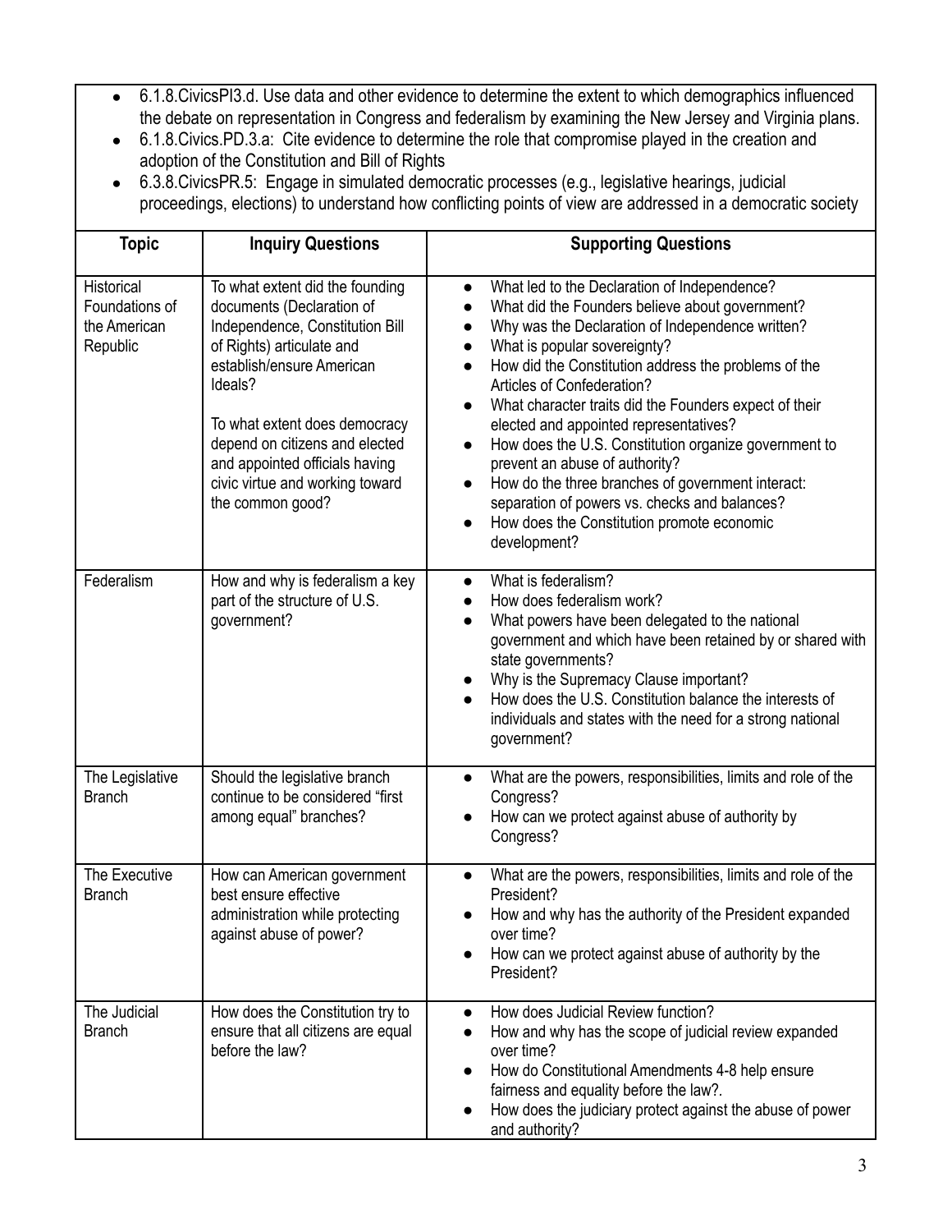- 6.1.8.CivicsPI3.d. Use data and other evidence to determine the extent to which demographics influenced the debate on representation in Congress and federalism by examining the New Jersey and Virginia plans.
- 6.1.8.Civics.PD.3.a: Cite evidence to determine the role that compromise played in the creation and adoption of the Constitution and Bill of Rights
- 6.3.8.CivicsPR.5: Engage in simulated democratic processes (e.g., legislative hearings, judicial proceedings, elections) to understand how conflicting points of view are addressed in a democratic society

| Topic | Inquiry Questions | Supporting Questions |
|---|---|---|
| Historical Foundations of the American Republic | To what extent did the founding documents (Declaration of Independence, Constitution Bill of Rights) articulate and establish/ensure American Ideals?<br><br>To what extent does democracy depend on citizens and elected and appointed officials having civic virtue and working toward the common good? | • What led to the Declaration of Independence?<br>• What did the Founders believe about government?<br>• Why was the Declaration of Independence written?<br>• What is popular sovereignty?<br>• How did the Constitution address the problems of the Articles of Confederation?<br>• What character traits did the Founders expect of their elected and appointed representatives?<br>• How does the U.S. Constitution organize government to prevent an abuse of authority?<br>• How do the three branches of government interact: separation of powers vs. checks and balances?<br>• How does the Constitution promote economic development? |
| Federalism | How and why is federalism a key part of the structure of U.S. government? | • What is federalism?<br>• How does federalism work?<br>• What powers have been delegated to the national government and which have been retained by or shared with state governments?<br>• Why is the Supremacy Clause important?<br>• How does the U.S. Constitution balance the interests of individuals and states with the need for a strong national government? |
| The Legislative Branch | Should the legislative branch continue to be considered "first among equal" branches? | • What are the powers, responsibilities, limits and role of the Congress?<br>• How can we protect against abuse of authority by Congress? |
| The Executive Branch | How can American government best ensure effective administration while protecting against abuse of power? | • What are the powers, responsibilities, limits and role of the President?<br>• How and why has the authority of the President expanded over time?<br>• How can we protect against abuse of authority by the President? |
| The Judicial Branch | How does the Constitution try to ensure that all citizens are equal before the law? | • How does Judicial Review function?<br>• How and why has the scope of judicial review expanded over time?<br>• How do Constitutional Amendments 4-8 help ensure fairness and equality before the law?.<br>• How does the judiciary protect against the abuse of power and authority? |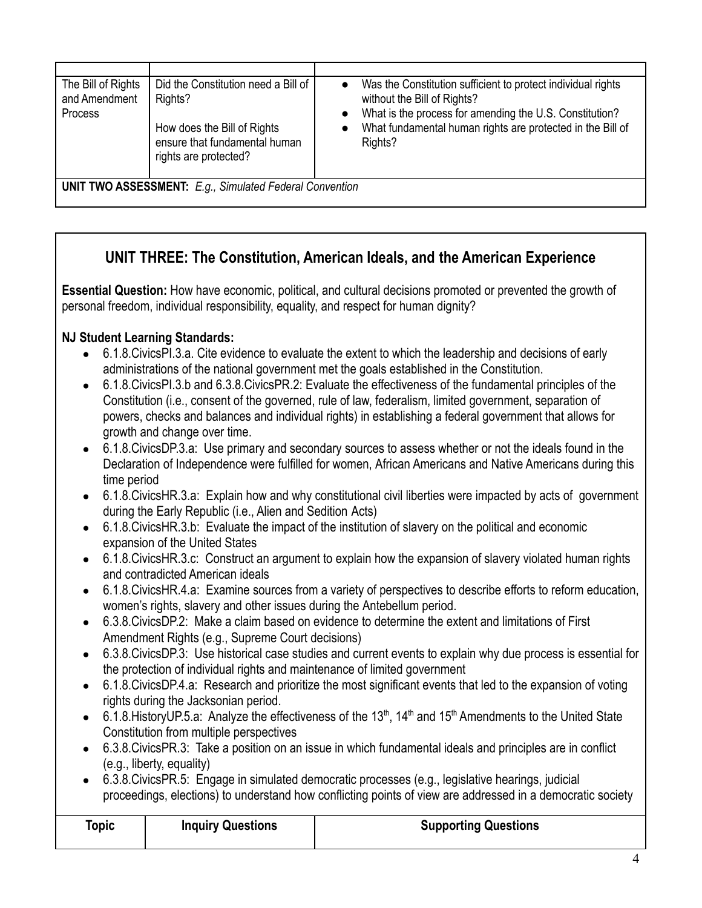| | | |
|---|---|---|
| The Bill of Rights and Amendment Process | Did the Constitution need a Bill of Rights?<br><br>How does the Bill of Rights ensure that fundamental human rights are protected? | • Was the Constitution sufficient to protect individual rights without the Bill of Rights?<br>• What is the process for amending the U.S. Constitution?<br>• What fundamental human rights are protected in the Bill of Rights? |

**UNIT TWO ASSESSMENT:** *E.g., Simulated Federal Convention*

## UNIT THREE: The Constitution, American Ideals, and the American Experience

**Essential Question:** How have economic, political, and cultural decisions promoted or prevented the growth of personal freedom, individual responsibility, equality, and respect for human dignity?

**NJ Student Learning Standards:**

- 6.1.8.CivicsPI.3.a. Cite evidence to evaluate the extent to which the leadership and decisions of early administrations of the national government met the goals established in the Constitution.
- 6.1.8.CivicsPI.3.b and 6.3.8.CivicsPR.2: Evaluate the effectiveness of the fundamental principles of the Constitution (i.e., consent of the governed, rule of law, federalism, limited government, separation of powers, checks and balances and individual rights) in establishing a federal government that allows for growth and change over time.
- 6.1.8.CivicsDP.3.a: Use primary and secondary sources to assess whether or not the ideals found in the Declaration of Independence were fulfilled for women, African Americans and Native Americans during this time period
- 6.1.8.CivicsHR.3.a: Explain how and why constitutional civil liberties were impacted by acts of government during the Early Republic (i.e., Alien and Sedition Acts)
- 6.1.8.CivicsHR.3.b: Evaluate the impact of the institution of slavery on the political and economic expansion of the United States
- 6.1.8.CivicsHR.3.c: Construct an argument to explain how the expansion of slavery violated human rights and contradicted American ideals
- 6.1.8.CivicsHR.4.a: Examine sources from a variety of perspectives to describe efforts to reform education, women's rights, slavery and other issues during the Antebellum period.
- 6.3.8.CivicsDP.2: Make a claim based on evidence to determine the extent and limitations of First Amendment Rights (e.g., Supreme Court decisions)
- 6.3.8.CivicsDP.3: Use historical case studies and current events to explain why due process is essential for the protection of individual rights and maintenance of limited government
- 6.1.8.CivicsDP.4.a: Research and prioritize the most significant events that led to the expansion of voting rights during the Jacksonian period.
- 6.1.8.HistoryUP.5.a: Analyze the effectiveness of the 13th, 14th and 15th Amendments to the United State Constitution from multiple perspectives
- 6.3.8.CivicsPR.3: Take a position on an issue in which fundamental ideals and principles are in conflict (e.g., liberty, equality)
- 6.3.8.CivicsPR.5: Engage in simulated democratic processes (e.g., legislative hearings, judicial proceedings, elections) to understand how conflicting points of view are addressed in a democratic society

| Topic | Inquiry Questions | Supporting Questions |
|---|---|---|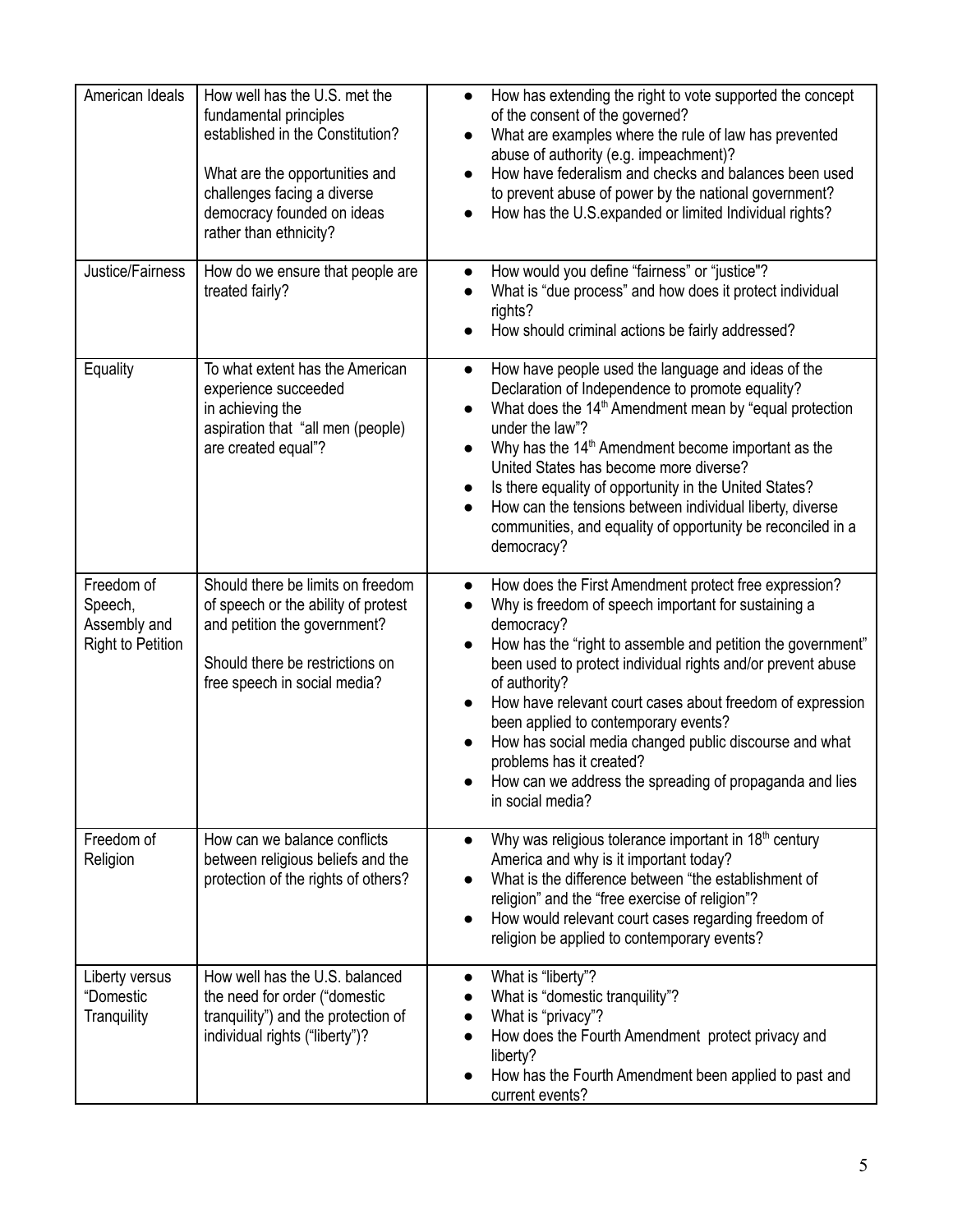| American Ideals | How well has the U.S. met the fundamental principles established in the Constitution?<br><br>What are the opportunities and challenges facing a diverse democracy founded on ideas rather than ethnicity? | • How has extending the right to vote supported the concept of the consent of the governed?<br>• What are examples where the rule of law has prevented abuse of authority (e.g. impeachment)?<br>• How have federalism and checks and balances been used to prevent abuse of power by the national government?<br>• How has the U.S.expanded or limited Individual rights? |
|---|---|---|
| Justice/Fairness | How do we ensure that people are treated fairly? | • How would you define "fairness" or "justice"?<br>• What is "due process" and how does it protect individual rights?<br>• How should criminal actions be fairly addressed? |
| Equality | To what extent has the American experience succeeded in achieving the aspiration that "all men (people) are created equal"? | • How have people used the language and ideas of the Declaration of Independence to promote equality?<br>• What does the 14th Amendment mean by "equal protection under the law"?<br>• Why has the 14th Amendment become important as the United States has become more diverse?<br>• Is there equality of opportunity in the United States?<br>• How can the tensions between individual liberty, diverse communities, and equality of opportunity be reconciled in a democracy? |
| Freedom of Speech, Assembly and Right to Petition | Should there be limits on freedom of speech or the ability of protest and petition the government?<br><br>Should there be restrictions on free speech in social media? | • How does the First Amendment protect free expression?<br>• Why is freedom of speech important for sustaining a democracy?<br>• How has the "right to assemble and petition the government" been used to protect individual rights and/or prevent abuse of authority?<br>• How have relevant court cases about freedom of expression been applied to contemporary events?<br>• How has social media changed public discourse and what problems has it created?<br>• How can we address the spreading of propaganda and lies in social media? |
| Freedom of Religion | How can we balance conflicts between religious beliefs and the protection of the rights of others? | • Why was religious tolerance important in 18th century America and why is it important today?<br>• What is the difference between "the establishment of religion" and the "free exercise of religion"?<br>• How would relevant court cases regarding freedom of religion be applied to contemporary events? |
| Liberty versus "Domestic Tranquility | How well has the U.S. balanced the need for order ("domestic tranquility") and the protection of individual rights ("liberty")? | • What is "liberty"?<br>• What is "domestic tranquility"?<br>• What is "privacy"?<br>• How does the Fourth Amendment protect privacy and liberty?<br>• How has the Fourth Amendment been applied to past and current events? |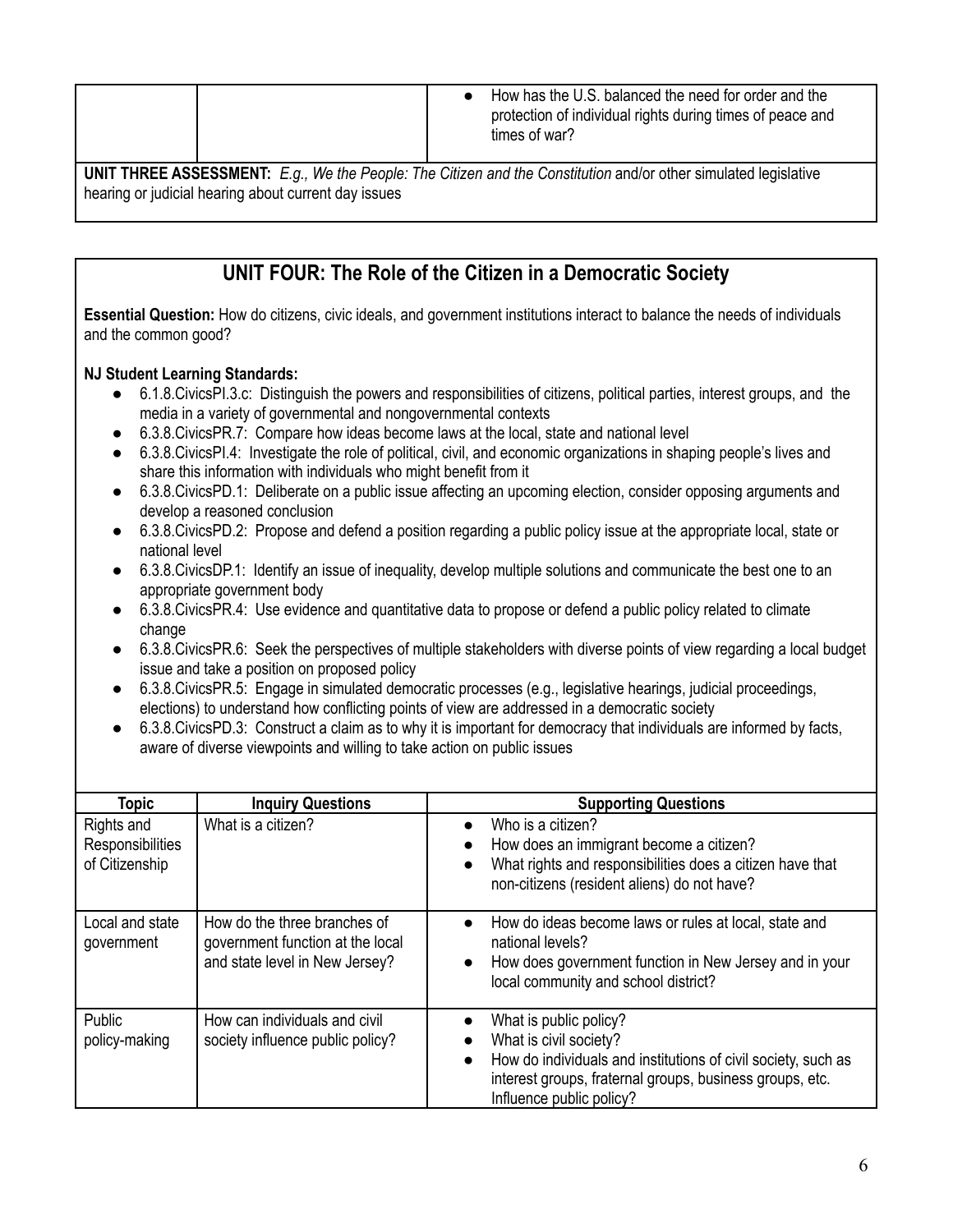| | | |
|---|---|---|
| | | • How has the U.S. balanced the need for order and the protection of individual rights during times of peace and times of war? |

**UNIT THREE ASSESSMENT:** *E.g., We the People: The Citizen and the Constitution* and/or other simulated legislative hearing or judicial hearing about current day issues

## UNIT FOUR: The Role of the Citizen in a Democratic Society

**Essential Question:** How do citizens, civic ideals, and government institutions interact to balance the needs of individuals and the common good?

**NJ Student Learning Standards:**

- 6.1.8.CivicsPI.3.c: Distinguish the powers and responsibilities of citizens, political parties, interest groups, and the media in a variety of governmental and nongovernmental contexts
- 6.3.8.CivicsPR.7: Compare how ideas become laws at the local, state and national level
- 6.3.8.CivicsPI.4: Investigate the role of political, civil, and economic organizations in shaping people's lives and share this information with individuals who might benefit from it
- 6.3.8.CivicsPD.1: Deliberate on a public issue affecting an upcoming election, consider opposing arguments and develop a reasoned conclusion
- 6.3.8.CivicsPD.2: Propose and defend a position regarding a public policy issue at the appropriate local, state or national level
- 6.3.8.CivicsDP.1: Identify an issue of inequality, develop multiple solutions and communicate the best one to an appropriate government body
- 6.3.8.CivicsPR.4: Use evidence and quantitative data to propose or defend a public policy related to climate change
- 6.3.8.CivicsPR.6: Seek the perspectives of multiple stakeholders with diverse points of view regarding a local budget issue and take a position on proposed policy
- 6.3.8.CivicsPR.5: Engage in simulated democratic processes (e.g., legislative hearings, judicial proceedings, elections) to understand how conflicting points of view are addressed in a democratic society
- 6.3.8.CivicsPD.3: Construct a claim as to why it is important for democracy that individuals are informed by facts, aware of diverse viewpoints and willing to take action on public issues

| Topic | Inquiry Questions | Supporting Questions |
|---|---|---|
| Rights and Responsibilities of Citizenship | What is a citizen? | • Who is a citizen?<br>• How does an immigrant become a citizen?<br>• What rights and responsibilities does a citizen have that non-citizens (resident aliens) do not have? |
| Local and state government | How do the three branches of government function at the local and state level in New Jersey? | • How do ideas become laws or rules at local, state and national levels?<br>• How does government function in New Jersey and in your local community and school district? |
| Public policy-making | How can individuals and civil society influence public policy? | • What is public policy?<br>• What is civil society?<br>• How do individuals and institutions of civil society, such as interest groups, fraternal groups, business groups, etc. Influence public policy? |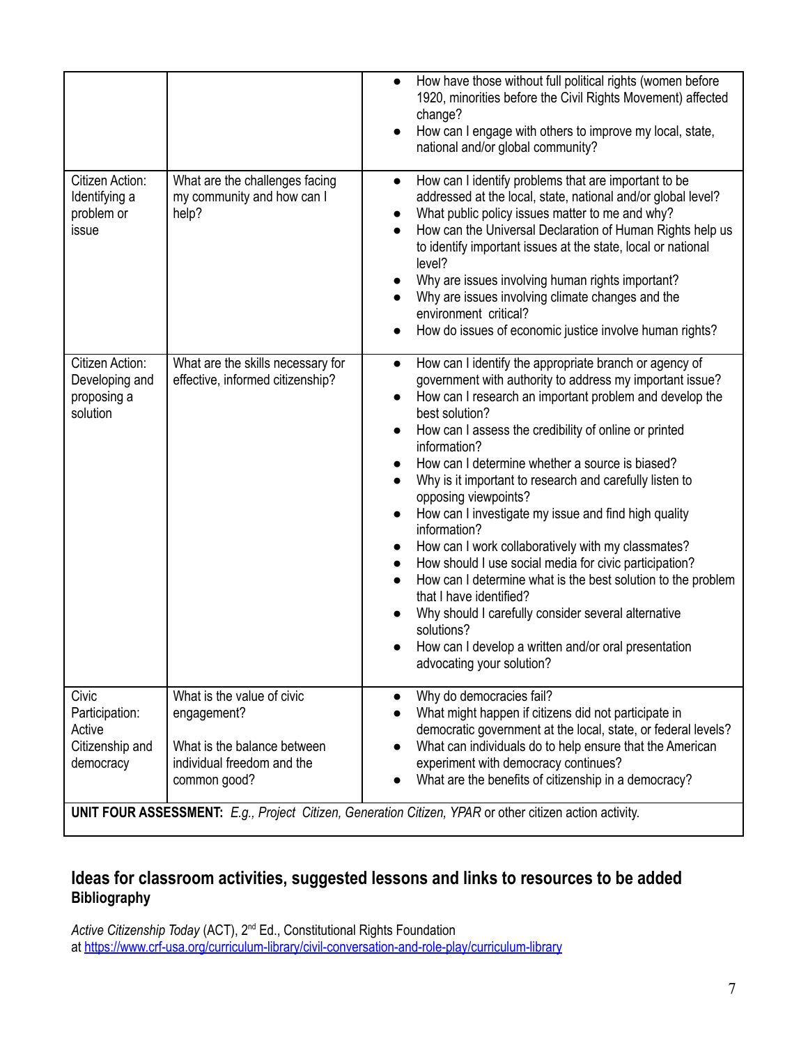| | | |
|---|---|---|
| | | • How have those without full political rights (women before 1920, minorities before the Civil Rights Movement) affected change?<br>• How can I engage with others to improve my local, state, national and/or global community? |
| Citizen Action: Identifying a problem or issue | What are the challenges facing my community and how can I help? | • How can I identify problems that are important to be addressed at the local, state, national and/or global level?<br>• What public policy issues matter to me and why?<br>• How can the Universal Declaration of Human Rights help us to identify important issues at the state, local or national level?<br>• Why are issues involving human rights important?<br>• Why are issues involving climate changes and the environment critical?<br>• How do issues of economic justice involve human rights? |
| Citizen Action: Developing and proposing a solution | What are the skills necessary for effective, informed citizenship? | • How can I identify the appropriate branch or agency of government with authority to address my important issue?<br>• How can I research an important problem and develop the best solution?<br>• How can I assess the credibility of online or printed information?<br>• How can I determine whether a source is biased?<br>• Why is it important to research and carefully listen to opposing viewpoints?<br>• How can I investigate my issue and find high quality information?<br>• How can I work collaboratively with my classmates?<br>• How should I use social media for civic participation?<br>• How can I determine what is the best solution to the problem that I have identified?<br>• Why should I carefully consider several alternative solutions?<br>• How can I develop a written and/or oral presentation advocating your solution? |
| Civic Participation: Active Citizenship and democracy | What is the value of civic engagement?<br><br>What is the balance between individual freedom and the common good? | • Why do democracies fail?<br>• What might happen if citizens did not participate in democratic government at the local, state, or federal levels?<br>• What can individuals do to help ensure that the American experiment with democracy continues?<br>• What are the benefits of citizenship in a democracy? |
| **UNIT FOUR ASSESSMENT:** *E.g., Project Citizen, Generation Citizen, YPAR* or other citizen action activity. | | |

## Ideas for classroom activities, suggested lessons and links to resources to be added

### Bibliography

*Active Citizenship Today* (ACT), 2nd Ed., Constitutional Rights Foundation at https://www.crf-usa.org/curriculum-library/civil-conversation-and-role-play/curriculum-library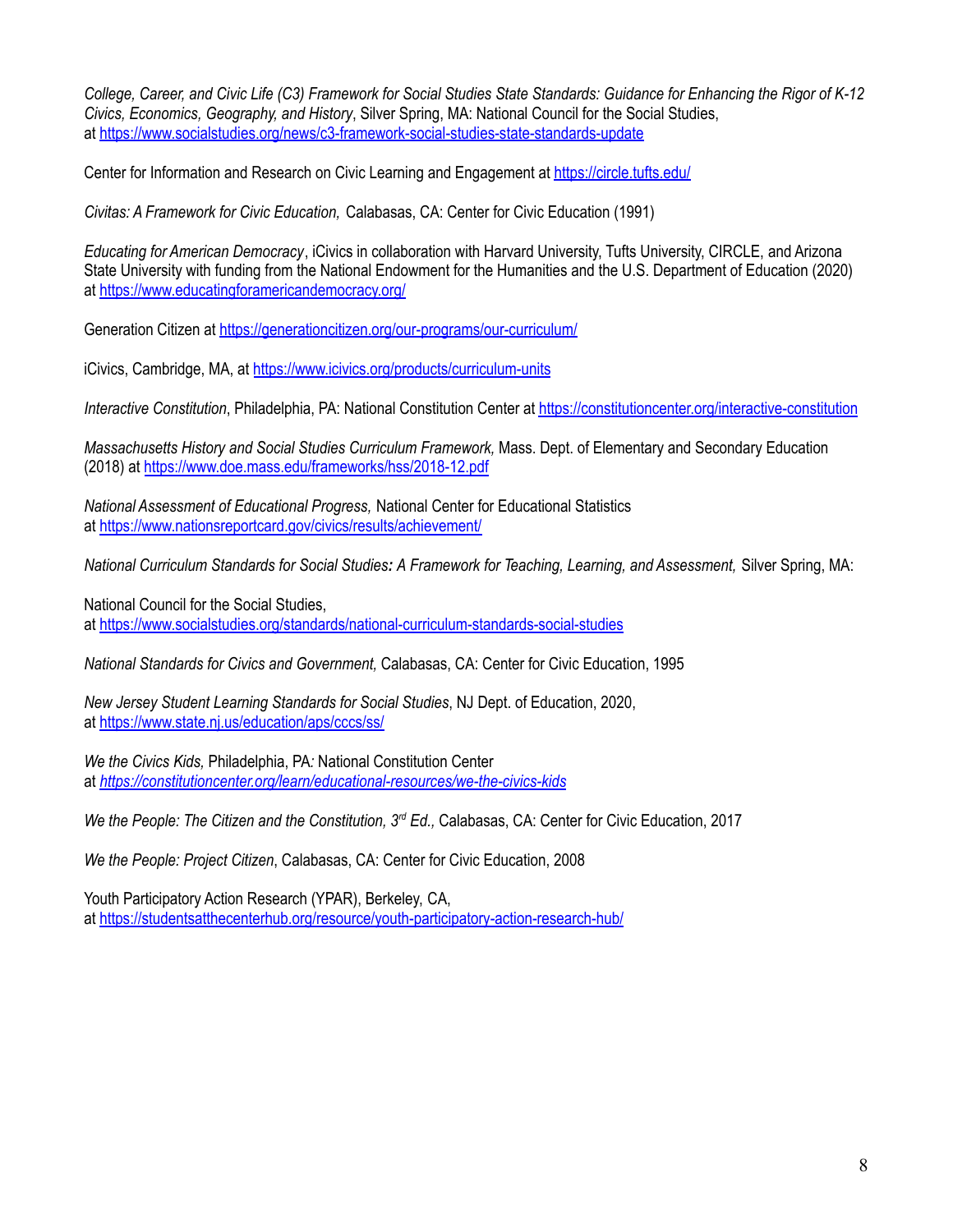*College, Career, and Civic Life (C3) Framework for Social Studies State Standards: Guidance for Enhancing the Rigor of K-12 Civics, Economics, Geography, and History*, Silver Spring, MA: National Council for the Social Studies, at https://www.socialstudies.org/news/c3-framework-social-studies-state-standards-update

Center for Information and Research on Civic Learning and Engagement at https://circle.tufts.edu/

*Civitas: A Framework for Civic Education,* Calabasas, CA: Center for Civic Education (1991)

*Educating for American Democracy*, iCivics in collaboration with Harvard University, Tufts University, CIRCLE, and Arizona State University with funding from the National Endowment for the Humanities and the U.S. Department of Education (2020) at https://www.educatingforamericandemocracy.org/

Generation Citizen at https://generationcitizen.org/our-programs/our-curriculum/

iCivics, Cambridge, MA, at https://www.icivics.org/products/curriculum-units

*Interactive Constitution*, Philadelphia, PA: National Constitution Center at https://constitutioncenter.org/interactive-constitution

*Massachusetts History and Social Studies Curriculum Framework,* Mass. Dept. of Elementary and Secondary Education (2018) at https://www.doe.mass.edu/frameworks/hss/2018-12.pdf

*National Assessment of Educational Progress,* National Center for Educational Statistics at https://www.nationsreportcard.gov/civics/results/achievement/

*National Curriculum Standards for Social Studies: A Framework for Teaching, Learning, and Assessment,* Silver Spring, MA:

National Council for the Social Studies, at https://www.socialstudies.org/standards/national-curriculum-standards-social-studies

*National Standards for Civics and Government,* Calabasas, CA: Center for Civic Education, 1995

*New Jersey Student Learning Standards for Social Studies*, NJ Dept. of Education, 2020, at https://www.state.nj.us/education/aps/cccs/ss/

*We the Civics Kids,* Philadelphia, PA: National Constitution Center at *https://constitutioncenter.org/learn/educational-resources/we-the-civics-kids*

*We the People: The Citizen and the Constitution, 3rd Ed.,* Calabasas, CA: Center for Civic Education, 2017

*We the People: Project Citizen*, Calabasas, CA: Center for Civic Education, 2008

Youth Participatory Action Research (YPAR), Berkeley, CA, at https://studentsatthecenterhub.org/resource/youth-participatory-action-research-hub/